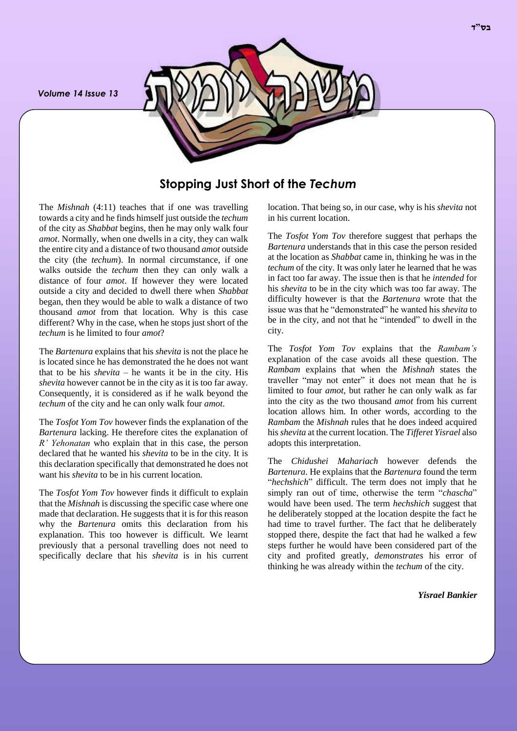## Stopping Just Short of the *Techum*

The *Mishnah* (4:11) teaches that if one was travelling towards a city and he finds himself just outside the *techum* of the city as *Shabbat* begins, then he may only walk four *amot*. Normally, when one dwells in a city, they can walk the entire city and a distance of two thousand *amot* outside the city (the *techum*). In normal circumstance, if one walks outside the *techum* then they can only walk a distance of four *amot*. If however they were located outside a city and decided to dwell there when *Shabbat* began, then they would be able to walk a distance of two thousand *amot* from that location. Why is this case different? Why in the case, when he stops just short of the *techum* is he limited to four *amot*?

The *Bartenura* explains that his *shevita* is not the place he is located since he has demonstrated the he does not want that to be his *shevita* – he wants it be in the city. His *shevita* however cannot be in the city as it is too far away. Consequently, it is considered as if he walk beyond the *techum* of the city and he can only walk four *amot*.

The *Tosfot Yom Tov* however finds the explanation of the *Bartenura* lacking. He therefore cites the explanation of *R' Yehonatan* who explain that in this case, the person declared that he wanted his *shevita* to be in the city. It is this declaration specifically that demonstrated he does not want his *shevita* to be in his current location.

The *Tosfot Yom Tov* however finds it difficult to explain that the *Mishnah* is discussing the specific case where one made that declaration. He suggests that it is for this reason why the *Bartenura* omits this declaration from his explanation. This too however is difficult. We learnt previously that a personal travelling does not need to specifically declare that his *shevita* is in his current location. That being so, in our case, why is his *shevita* not in his current location.

The *Tosfot Yom Tov* therefore suggest that perhaps the *Bartenura* understands that in this case the person resided at the location as *Shabbat* came in, thinking he was in the *techum* of the city. It was only later he learned that he was in fact too far away. The issue then is that he *intended* for his *shevita* to be in the city which was too far away. The difficulty however is that the *Bartenura* wrote that the issue was that he "demonstrated" he wanted his *shevita* to be in the city, and not that he "intended" to dwell in the city.

The *Tosfot Yom Tov* explains that the *Rambam's* explanation of the case avoids all these question. The *Rambam* explains that when the *Mishnah* states the traveller "may not enter" it does not mean that he is limited to four *amot*, but rather he can only walk as far into the city as the two thousand *amot* from his current location allows him. In other words, according to the *Rambam* the *Mishnah* rules that he does indeed acquired his *shevita* at the current location. The *Tifferet Yisrael* also adopts this interpretation.

The *Chidushei Mahariach* however defends the *Bartenura*. He explains that the *Bartenura* found the term "*hechshich*" difficult. The term does not imply that he simply ran out of time, otherwise the term "*chascha*" would have been used. The term *hechshich* suggest that he deliberately stopped at the location despite the fact he had time to travel further. The fact that he deliberately stopped there, despite the fact that had he walked a few steps further he would have been considered part of the city and profited greatly, *demonstrates* his error of thinking he was already within the *techum* of the city.

***Yisrael Bankier***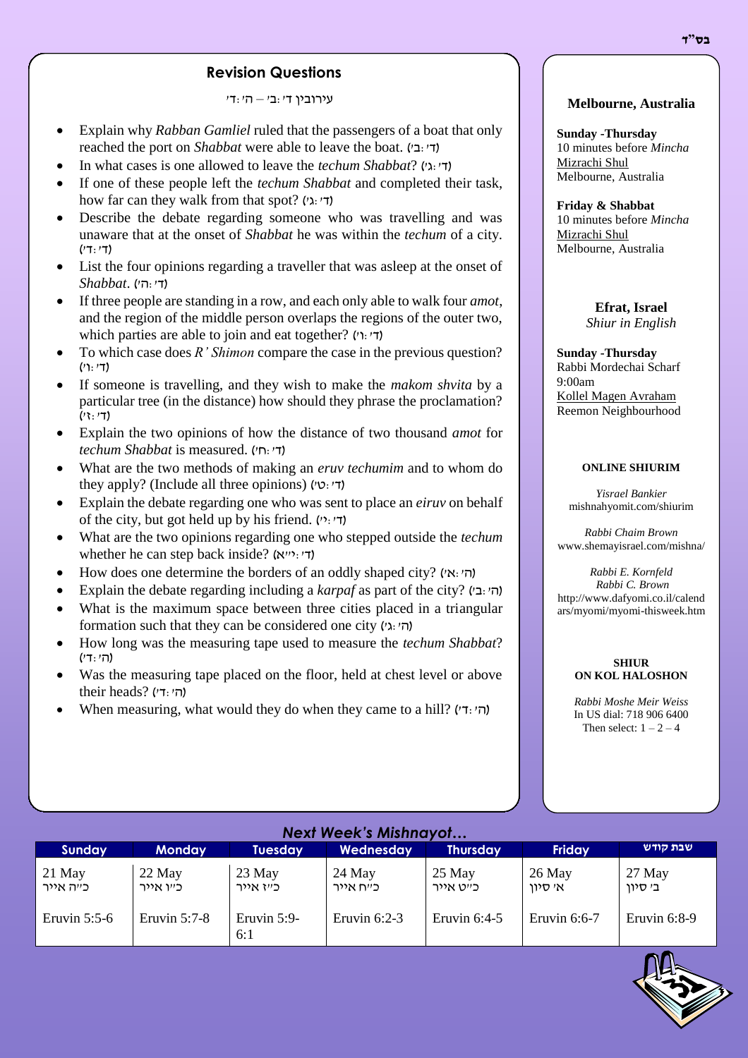## Revision Questions

עירובין ד׳:ב׳ – ה׳:ד׳

- Explain why *Rabban Gamliel* ruled that the passengers of a boat that only reached the port on *Shabbat* were able to leave the boat. (ד׳:ב׳)
- In what cases is one allowed to leave the *techum Shabbat*? (ד׳:ג׳)
- If one of these people left the *techum Shabbat* and completed their task, how far can they walk from that spot? (ד׳:ג׳)
- Describe the debate regarding someone who was travelling and was unaware that at the onset of *Shabbat* he was within the *techum* of a city. (ד׳:ד׳)
- List the four opinions regarding a traveller that was asleep at the onset of *Shabbat*. (ד׳:ה׳)
- If three people are standing in a row, and each only able to walk four *amot*, and the region of the middle person overlaps the regions of the outer two, which parties are able to join and eat together? (ד׳:ו׳)
- To which case does *R' Shimon* compare the case in the previous question? (ד׳:ו׳)
- If someone is travelling, and they wish to make the *makom shvita* by a particular tree (in the distance) how should they phrase the proclamation? (ד׳:ז׳)
- Explain the two opinions of how the distance of two thousand *amot* for *techum Shabbat* is measured. (ד׳:ח׳)
- What are the two methods of making an *eruv techumim* and to whom do they apply? (Include all three opinions) (ד׳:ט׳)
- Explain the debate regarding one who was sent to place an *eiruv* on behalf of the city, but got held up by his friend. (ד׳:י׳)
- What are the two opinions regarding one who stepped outside the *techum* whether he can step back inside? (ד׳:י״א)
- How does one determine the borders of an oddly shaped city? (ה׳:א׳)
- Explain the debate regarding including a *karpaf* as part of the city? (ה׳:ב׳)
- What is the maximum space between three cities placed in a triangular formation such that they can be considered one city (ה׳:ג׳)
- How long was the measuring tape used to measure the *techum Shabbat*? (ה׳:ד׳)
- Was the measuring tape placed on the floor, held at chest level or above their heads? (ה׳:ד׳)
- When measuring, what would they do when they came to a hill? (ה׳:ד׳)

**Melbourne, Australia**

**Sunday -Thursday**
10 minutes before *Mincha*
Mizrachi Shul
Melbourne, Australia

**Friday & Shabbat**
10 minutes before *Mincha*
Mizrachi Shul
Melbourne, Australia

**Efrat, Israel**
*Shiur in English*

**Sunday -Thursday**
Rabbi Mordechai Scharf
9:00am
Kollel Magen Avraham
Reemon Neighbourhood

**ONLINE SHIURIM**

*Yisrael Bankier*
mishnahyomit.com/shiurim

*Rabbi Chaim Brown*
www.shemayisrael.com/mishna/

*Rabbi E. Kornfeld*
*Rabbi C. Brown*
http://www.dafyomi.co.il/calendars/myomi/myomi-thisweek.htm

**SHIUR ON KOL HALOSHON**

*Rabbi Moshe Meir Weiss*
In US dial: 718 906 6400
Then select: 1 – 2 – 4

### *Next Week's Mishnayot…*

| Sunday | Monday | Tuesday | Wednesday | Thursday | Friday | שבת קודש |
|---|---|---|---|---|---|---|
| 21 May כ״ה אייר | 22 May כ״ו אייר | 23 May כ״ז אייר | 24 May כ״ח אייר | 25 May כ״ט אייר | 26 May א׳ סיון | 27 May ב׳ סיון |
| Eruvin 5:5-6 | Eruvin 5:7-8 | Eruvin 5:9-6:1 | Eruvin 6:2-3 | Eruvin 6:4-5 | Eruvin 6:6-7 | Eruvin 6:8-9 |